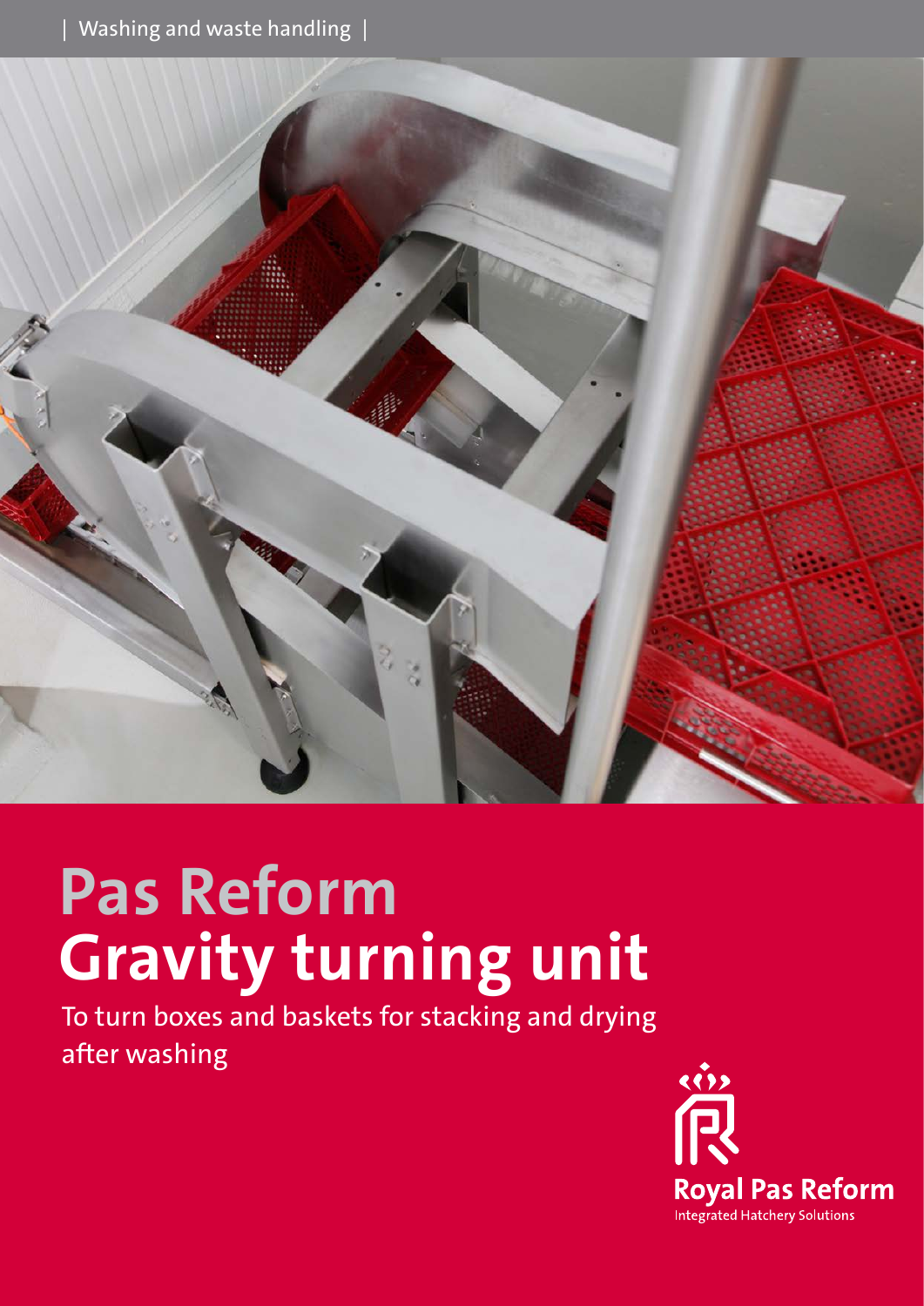| Washing and waste handling |

# Pas Reform
# Gravity turning unit

To turn boxes and baskets for stacking and drying after washing

Royal Pas Reform
Integrated Hatchery Solutions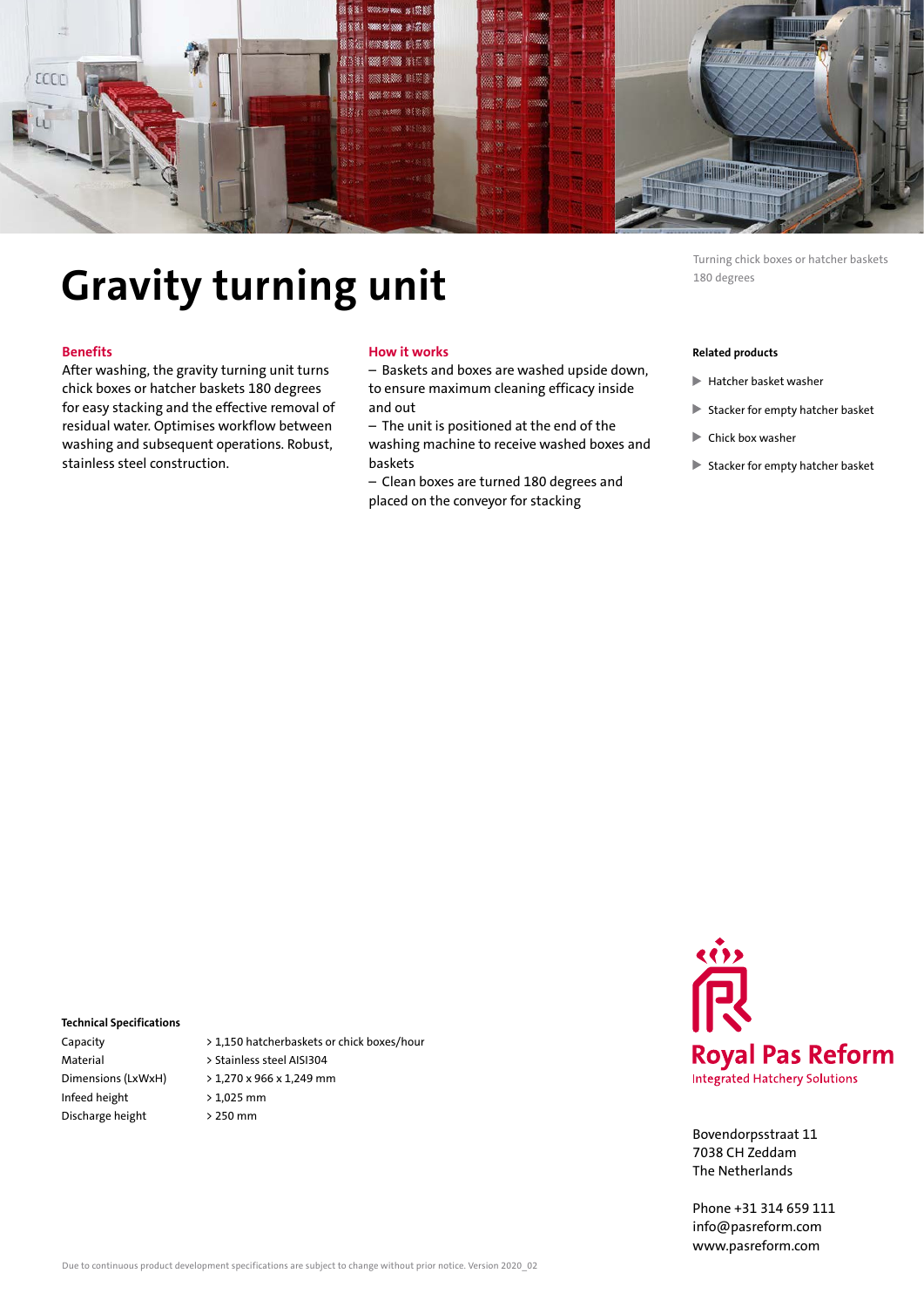# Gravity turning unit

Turning chick boxes or hatcher baskets 180 degrees

## Benefits

After washing, the gravity turning unit turns chick boxes or hatcher baskets 180 degrees for easy stacking and the effective removal of residual water. Optimises workflow between washing and subsequent operations. Robust, stainless steel construction.

## How it works

– Baskets and boxes are washed upside down, to ensure maximum cleaning efficacy inside and out
– The unit is positioned at the end of the washing machine to receive washed boxes and baskets
– Clean boxes are turned 180 degrees and placed on the conveyor for stacking

### Related products

- Hatcher basket washer
- Stacker for empty hatcher basket
- Chick box washer
- Stacker for empty hatcher basket

### Technical Specifications

| | |
|---|---|
| Capacity | > 1,150 hatcherbaskets or chick boxes/hour |
| Material | > Stainless steel AISI304 |
| Dimensions (LxWxH) | > 1,270 x 966 x 1,249 mm |
| Infeed height | > 1,025 mm |
| Discharge height | > 250 mm |

Royal Pas Reform
Integrated Hatchery Solutions

Bovendorpsstraat 11
7038 CH Zeddam
The Netherlands

Phone +31 314 659 111
info@pasreform.com
www.pasreform.com

Due to continuous product development specifications are subject to change without prior notice. Version 2020_02